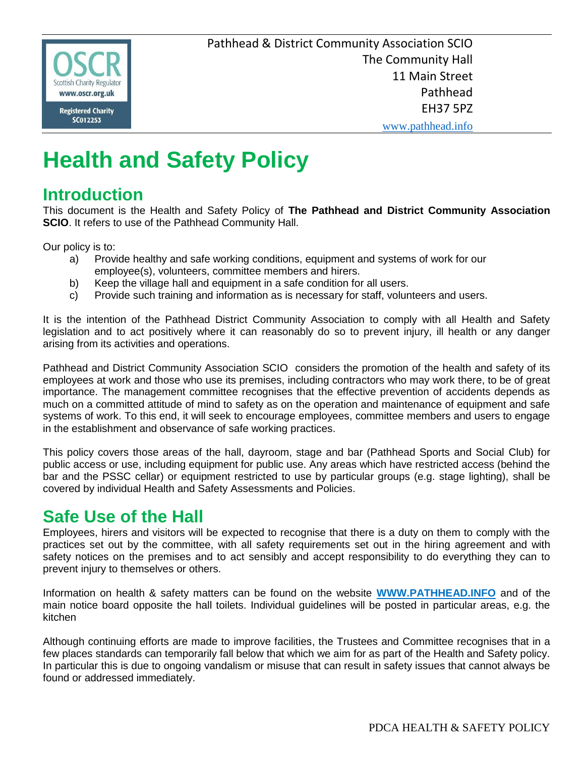Pathhead & District Community Association SCIO
The Community Hall
11 Main Street
Pathhead
EH37 5PZ
www.pathhead.info

# Health and Safety Policy

## Introduction

This document is the Health and Safety Policy of **The Pathhead and District Community Association SCIO**. It refers to use of the Pathhead Community Hall.

Our policy is to:

a) Provide healthy and safe working conditions, equipment and systems of work for our employee(s), volunteers, committee members and hirers.
b) Keep the village hall and equipment in a safe condition for all users.
c) Provide such training and information as is necessary for staff, volunteers and users.

It is the intention of the Pathhead District Community Association to comply with all Health and Safety legislation and to act positively where it can reasonably do so to prevent injury, ill health or any danger arising from its activities and operations.

Pathhead and District Community Association SCIO considers the promotion of the health and safety of its employees at work and those who use its premises, including contractors who may work there, to be of great importance. The management committee recognises that the effective prevention of accidents depends as much on a committed attitude of mind to safety as on the operation and maintenance of equipment and safe systems of work. To this end, it will seek to encourage employees, committee members and users to engage in the establishment and observance of safe working practices.

This policy covers those areas of the hall, dayroom, stage and bar (Pathhead Sports and Social Club) for public access or use, including equipment for public use. Any areas which have restricted access (behind the bar and the PSSC cellar) or equipment restricted to use by particular groups (e.g. stage lighting), shall be covered by individual Health and Safety Assessments and Policies.

## Safe Use of the Hall

Employees, hirers and visitors will be expected to recognise that there is a duty on them to comply with the practices set out by the committee, with all safety requirements set out in the hiring agreement and with safety notices on the premises and to act sensibly and accept responsibility to do everything they can to prevent injury to themselves or others.

Information on health & safety matters can be found on the website **WWW.PATHHEAD.INFO** and of the main notice board opposite the hall toilets. Individual guidelines will be posted in particular areas, e.g. the kitchen

Although continuing efforts are made to improve facilities, the Trustees and Committee recognises that in a few places standards can temporarily fall below that which we aim for as part of the Health and Safety policy. In particular this is due to ongoing vandalism or misuse that can result in safety issues that cannot always be found or addressed immediately.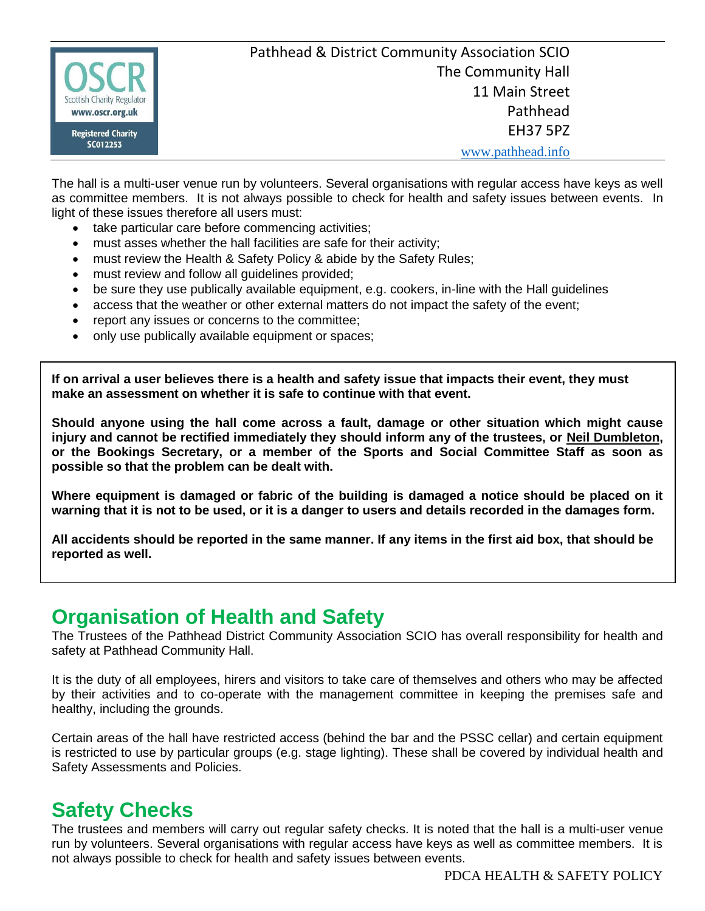Pathhead & District Community Association SCIO
The Community Hall
11 Main Street
Pathhead
EH37 5PZ
www.pathhead.info

The hall is a multi-user venue run by volunteers. Several organisations with regular access have keys as well as committee members. It is not always possible to check for health and safety issues between events. In light of these issues therefore all users must:

- take particular care before commencing activities;
- must asses whether the hall facilities are safe for their activity;
- must review the Health & Safety Policy & abide by the Safety Rules;
- must review and follow all guidelines provided;
- be sure they use publically available equipment, e.g. cookers, in-line with the Hall guidelines
- access that the weather or other external matters do not impact the safety of the event;
- report any issues or concerns to the committee;
- only use publically available equipment or spaces;

**If on arrival a user believes there is a health and safety issue that impacts their event, they must make an assessment on whether it is safe to continue with that event.**

**Should anyone using the hall come across a fault, damage or other situation which might cause injury and cannot be rectified immediately they should inform any of the trustees, or Neil Dumbleton, or the Bookings Secretary, or a member of the Sports and Social Committee Staff as soon as possible so that the problem can be dealt with.**

**Where equipment is damaged or fabric of the building is damaged a notice should be placed on it warning that it is not to be used, or it is a danger to users and details recorded in the damages form.**

**All accidents should be reported in the same manner. If any items in the first aid box, that should be reported as well.**

## Organisation of Health and Safety

The Trustees of the Pathhead District Community Association SCIO has overall responsibility for health and safety at Pathhead Community Hall.

It is the duty of all employees, hirers and visitors to take care of themselves and others who may be affected by their activities and to co-operate with the management committee in keeping the premises safe and healthy, including the grounds.

Certain areas of the hall have restricted access (behind the bar and the PSSC cellar) and certain equipment is restricted to use by particular groups (e.g. stage lighting). These shall be covered by individual health and Safety Assessments and Policies.

## Safety Checks

The trustees and members will carry out regular safety checks. It is noted that the hall is a multi-user venue run by volunteers. Several organisations with regular access have keys as well as committee members. It is not always possible to check for health and safety issues between events.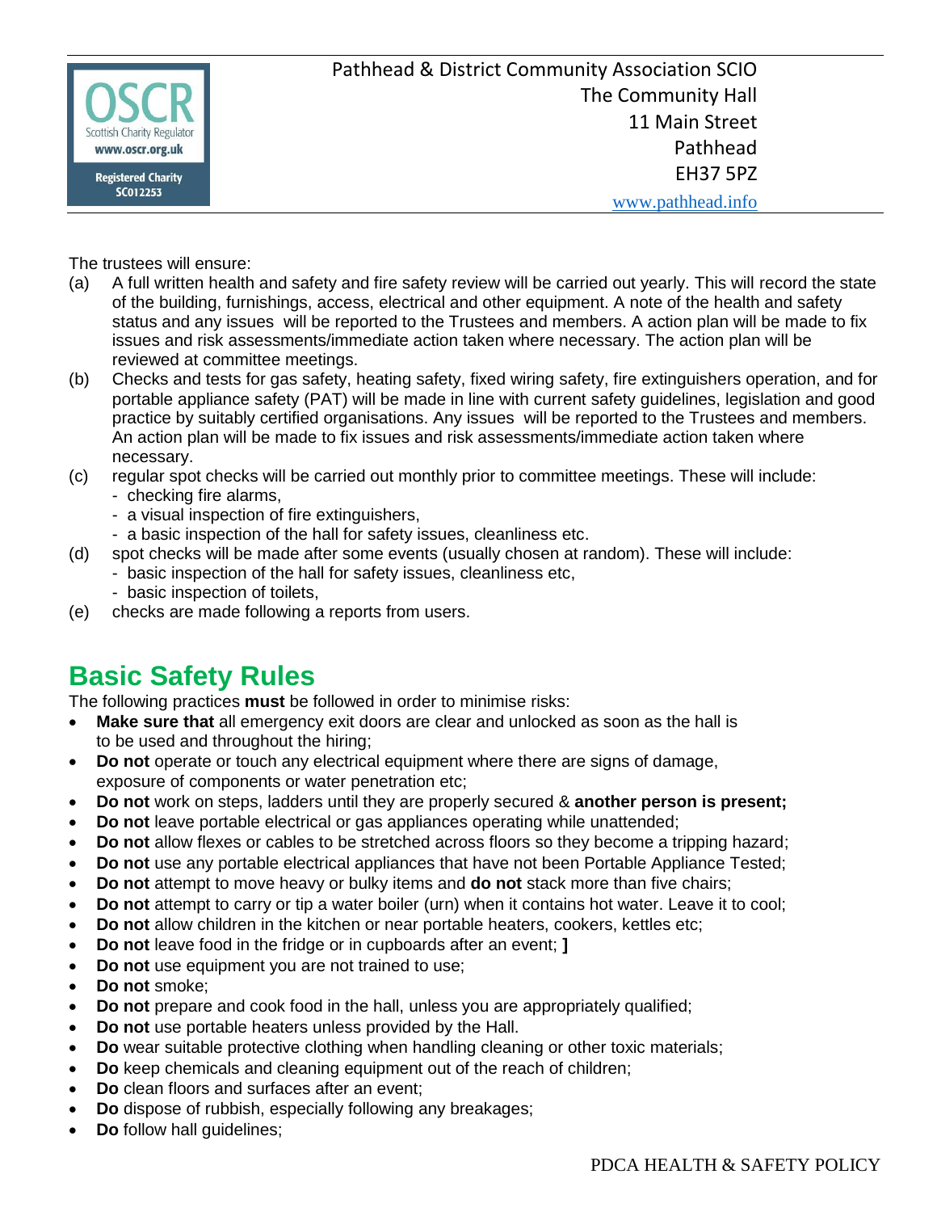The trustees will ensure:

(a) A full written health and safety and fire safety review will be carried out yearly. This will record the state of the building, furnishings, access, electrical and other equipment. A note of the health and safety status and any issues will be reported to the Trustees and members. A action plan will be made to fix issues and risk assessments/immediate action taken where necessary. The action plan will be reviewed at committee meetings.

(b) Checks and tests for gas safety, heating safety, fixed wiring safety, fire extinguishers operation, and for portable appliance safety (PAT) will be made in line with current safety guidelines, legislation and good practice by suitably certified organisations. Any issues will be reported to the Trustees and members. An action plan will be made to fix issues and risk assessments/immediate action taken where necessary.

(c) regular spot checks will be carried out monthly prior to committee meetings. These will include:
- checking fire alarms,
- a visual inspection of fire extinguishers,
- a basic inspection of the hall for safety issues, cleanliness etc.

(d) spot checks will be made after some events (usually chosen at random). These will include:
- basic inspection of the hall for safety issues, cleanliness etc,
- basic inspection of toilets,

(e) checks are made following a reports from users.

## Basic Safety Rules

The following practices **must** be followed in order to minimise risks:

- **Make sure that** all emergency exit doors are clear and unlocked as soon as the hall is to be used and throughout the hiring;
- **Do not** operate or touch any electrical equipment where there are signs of damage, exposure of components or water penetration etc;
- **Do not** work on steps, ladders until they are properly secured & **another person is present;**
- **Do not** leave portable electrical or gas appliances operating while unattended;
- **Do not** allow flexes or cables to be stretched across floors so they become a tripping hazard;
- **Do not** use any portable electrical appliances that have not been Portable Appliance Tested;
- **Do not** attempt to move heavy or bulky items and **do not** stack more than five chairs;
- **Do not** attempt to carry or tip a water boiler (urn) when it contains hot water. Leave it to cool;
- **Do not** allow children in the kitchen or near portable heaters, cookers, kettles etc;
- **Do not** leave food in the fridge or in cupboards after an event; **]**
- **Do not** use equipment you are not trained to use;
- **Do not** smoke;
- **Do not** prepare and cook food in the hall, unless you are appropriately qualified;
- **Do not** use portable heaters unless provided by the Hall.
- **Do** wear suitable protective clothing when handling cleaning or other toxic materials;
- **Do** keep chemicals and cleaning equipment out of the reach of children;
- **Do** clean floors and surfaces after an event;
- **Do** dispose of rubbish, especially following any breakages;
- **Do** follow hall guidelines;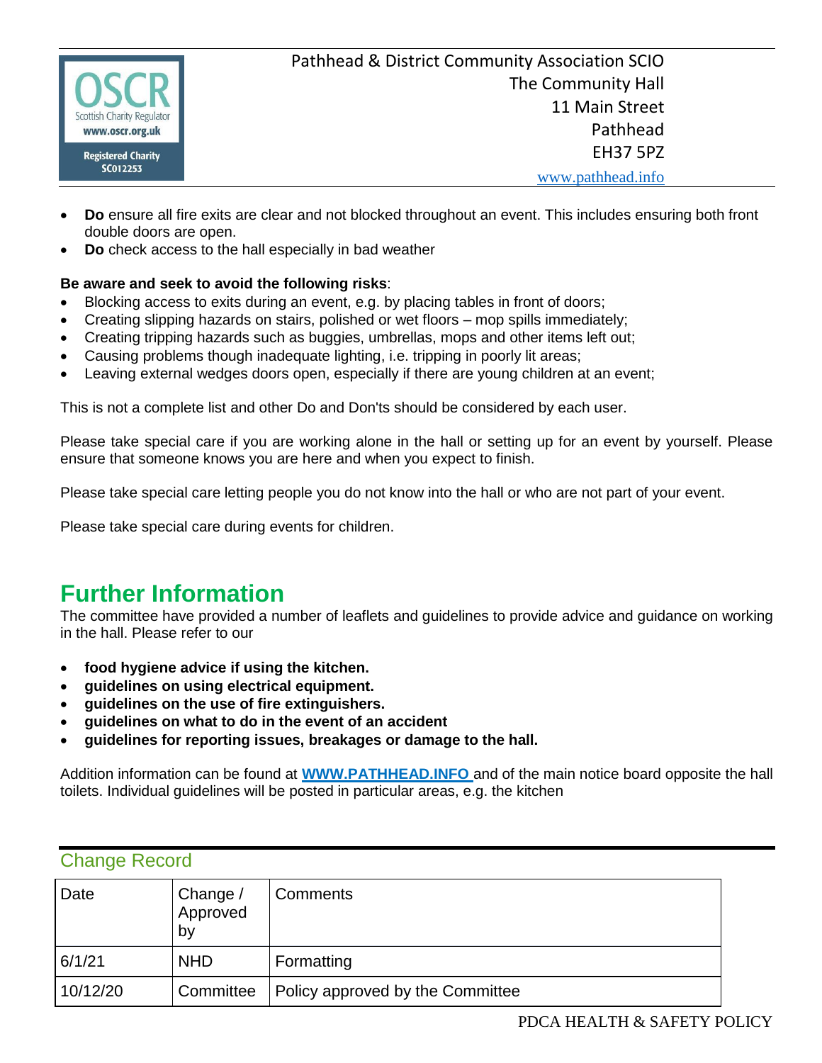- **Do** ensure all fire exits are clear and not blocked throughout an event. This includes ensuring both front double doors are open.
- **Do** check access to the hall especially in bad weather

**Be aware and seek to avoid the following risks**:

- Blocking access to exits during an event, e.g. by placing tables in front of doors;
- Creating slipping hazards on stairs, polished or wet floors – mop spills immediately;
- Creating tripping hazards such as buggies, umbrellas, mops and other items left out;
- Causing problems though inadequate lighting, i.e. tripping in poorly lit areas;
- Leaving external wedges doors open, especially if there are young children at an event;

This is not a complete list and other Do and Don'ts should be considered by each user.

Please take special care if you are working alone in the hall or setting up for an event by yourself. Please ensure that someone knows you are here and when you expect to finish.

Please take special care letting people you do not know into the hall or who are not part of your event.

Please take special care during events for children.

# Further Information

The committee have provided a number of leaflets and guidelines to provide advice and guidance on working in the hall. Please refer to our

- **food hygiene advice if using the kitchen.**
- **guidelines on using electrical equipment.**
- **guidelines on the use of fire extinguishers.**
- **guidelines on what to do in the event of an accident**
- **guidelines for reporting issues, breakages or damage to the hall.**

Addition information can be found at **WWW.PATHHEAD.INFO** and of the main notice board opposite the hall toilets. Individual guidelines will be posted in particular areas, e.g. the kitchen

## Change Record

| Date | Change / Approved by | Comments |
|---|---|---|
| 6/1/21 | NHD | Formatting |
| 10/12/20 | Committee | Policy approved by the Committee |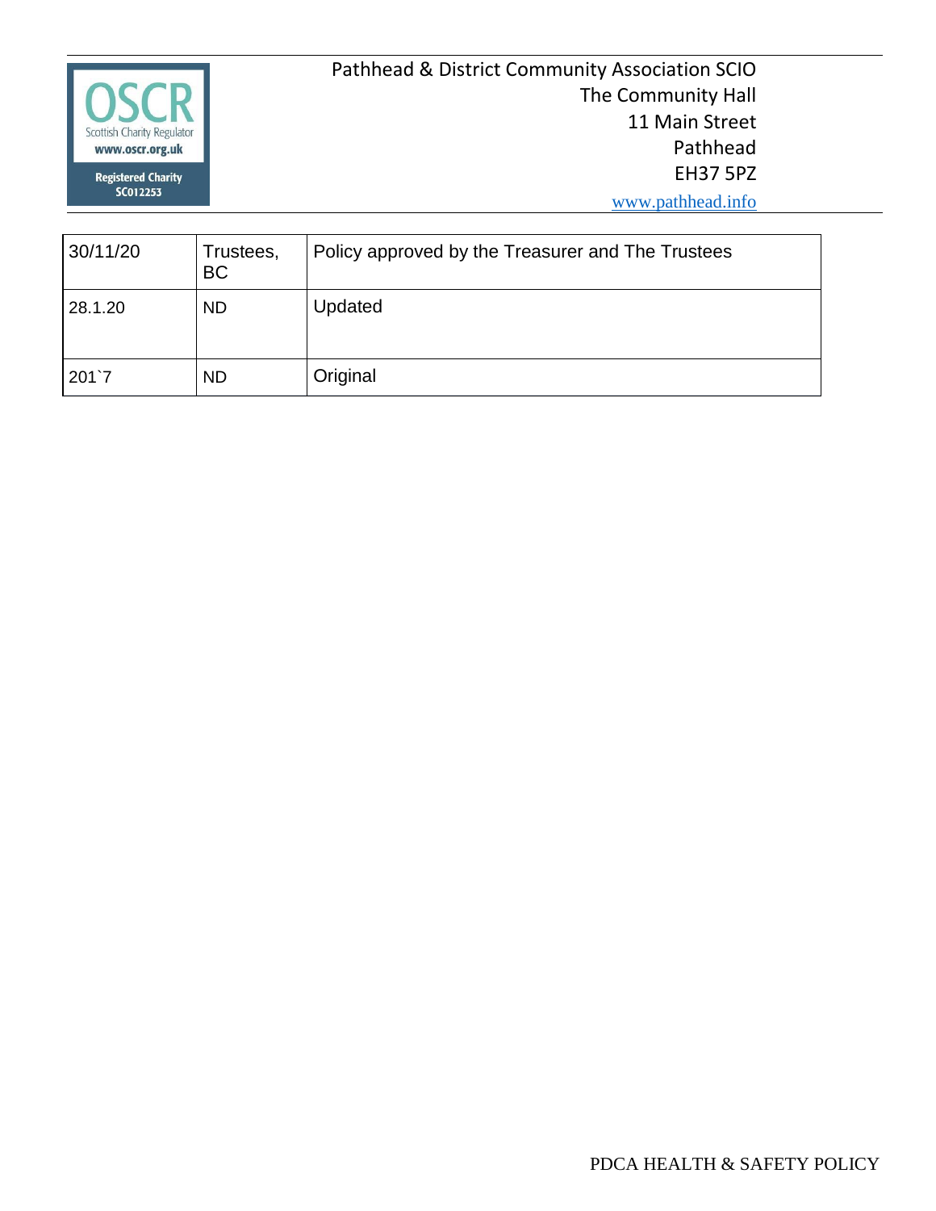| | | |
|---|---|---|
| 30/11/20 | Trustees, BC | Policy approved by the Treasurer and The Trustees |
| 28.1.20 | ND | Updated |
| 201`7 | ND | Original |